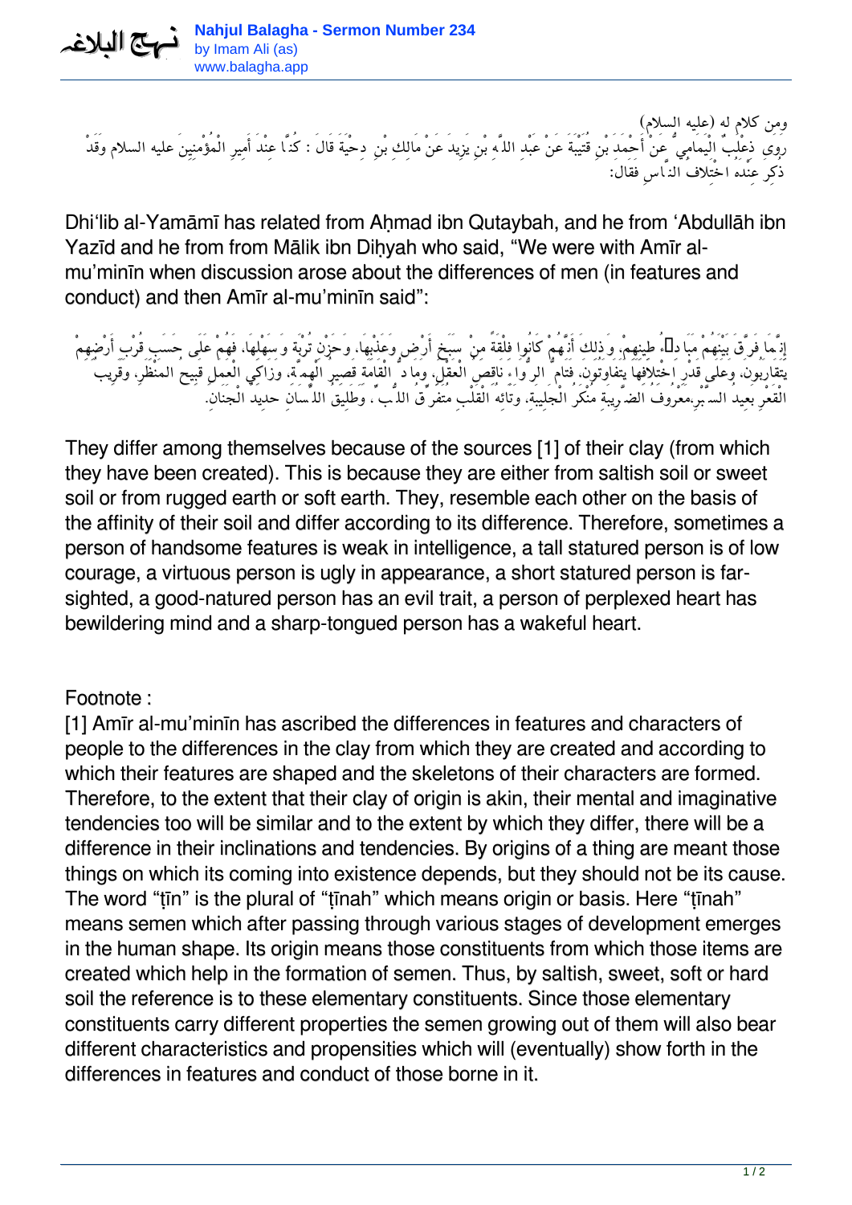ومن كلام له (عليه السلام)
رَوَى ذِعْلِبٌ الْيَمامِيُّ عَنْ أَحْمَدَ بْنِ قُتَيْبَةَ عَنْ عَبْدِ اللهِ بْنِ يَزِيدَ عَنْ مَالِكِ بْنِ دِحْيَةَ قَالَ: كُنَّا عِنْدَ أَمِيرِ الْمُؤْمِنِينَ عليه السلام وَقَدْ ذُكِرَ عِنْدَهُ اخْتِلاَفُ النَّاسِ فقال:

Dhi'lib al-Yamāmī has related from Aḥmad ibn Qutaybah, and he from 'Abdullāh ibn Yazīd and he from from Mālik ibn Diḥyah who said, "We were with Amīr al-mu'minīn when discussion arose about the differences of men (in features and conduct) and then Amīr al-mu'minīn said":

إِنَّمَا فَرَّقَ بَيْنَهُمْ مَبَادِىءُ طِينِهِمْ، وَذلِكَ أَنَّهُمْ كَانُوا فِلْقَةً مِنْ سَبَخِ أَرْضٍ وَعَذْبِهَا، وَحَزْنِ تُرْبَةٍ وَسَهْلِهَا، فَهُمْ عَلَى حَسَبِ قُرْبِ أَرْضِهِمْ يَتَقَارَبُونَ، وَعَلَى قَدْرِ اخْتِلاَفِهَا يَتَفَاوَتُونَ، فَتَامُّ الرُّوَاءِ نَاقِصُ الْعَقْلِ، وَمَادُّ الْقَامَةِ قَصِيرُ الْهِمَّةِ، وَزَاكِي الْعَمَلِ قَبِيحُ الْمَنْظَرِ، وَقَرِيبُ الْقَعْرِ بَعِيدُ السَّبْرِ، وَمَعْرُوفُ الضَّرِيبَةِ مُنْكَرُ الْجَلِيبَةِ، وَتَائِهُ الْقَلْبِ مُتَفَرِّقُ اللُّبِّ، وَطَلِيقُ اللِّسَانِ حَدِيدُ الْجَنَانِ.

They differ among themselves because of the sources [1] of their clay (from which they have been created). This is because they are either from saltish soil or sweet soil or from rugged earth or soft earth. They, resemble each other on the basis of the affinity of their soil and differ according to its difference. Therefore, sometimes a person of handsome features is weak in intelligence, a tall statured person is of low courage, a virtuous person is ugly in appearance, a short statured person is far-sighted, a good-natured person has an evil trait, a person of perplexed heart has bewildering mind and a sharp-tongued person has a wakeful heart.

Footnote :

[1] Amīr al-mu'minīn has ascribed the differences in features and characters of people to the differences in the clay from which they are created and according to which their features are shaped and the skeletons of their characters are formed. Therefore, to the extent that their clay of origin is akin, their mental and imaginative tendencies too will be similar and to the extent by which they differ, there will be a difference in their inclinations and tendencies. By origins of a thing are meant those things on which its coming into existence depends, but they should not be its cause. The word "ṭīn" is the plural of "ṭīnah" which means origin or basis. Here "ṭīnah" means semen which after passing through various stages of development emerges in the human shape. Its origin means those constituents from which those items are created which help in the formation of semen. Thus, by saltish, sweet, soft or hard soil the reference is to these elementary constituents. Since those elementary constituents carry different properties the semen growing out of them will also bear different characteristics and propensities which will (eventually) show forth in the differences in features and conduct of those borne in it.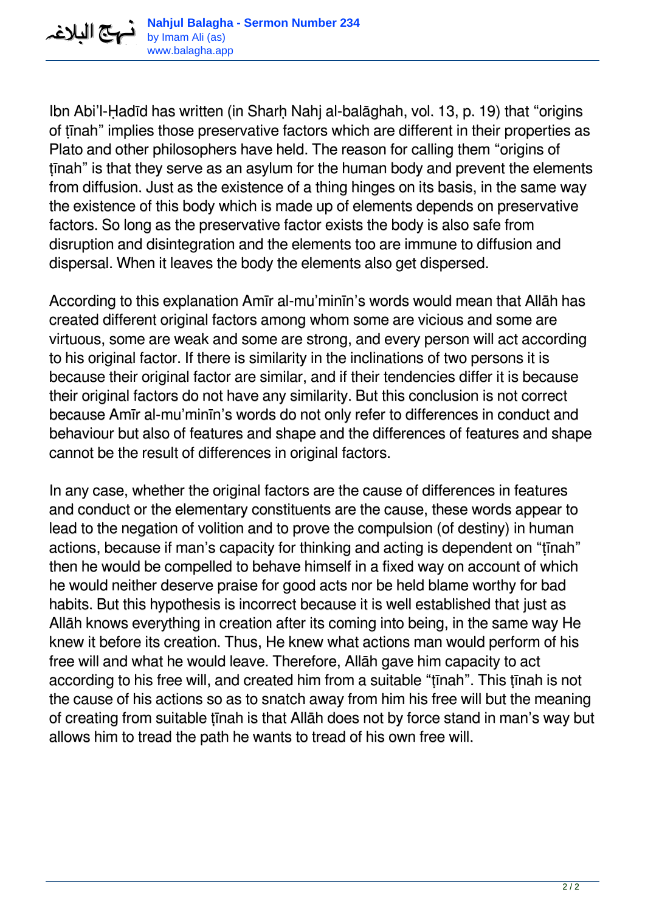Ibn Abi'l-Ḥadīd has written (in Sharḥ Nahj al-balāghah, vol. 13, p. 19) that "origins of ṭīnah" implies those preservative factors which are different in their properties as Plato and other philosophers have held. The reason for calling them "origins of ṭīnah" is that they serve as an asylum for the human body and prevent the elements from diffusion. Just as the existence of a thing hinges on its basis, in the same way the existence of this body which is made up of elements depends on preservative factors. So long as the preservative factor exists the body is also safe from disruption and disintegration and the elements too are immune to diffusion and dispersal. When it leaves the body the elements also get dispersed.

According to this explanation Amīr al-mu'minīn's words would mean that Allāh has created different original factors among whom some are vicious and some are virtuous, some are weak and some are strong, and every person will act according to his original factor. If there is similarity in the inclinations of two persons it is because their original factor are similar, and if their tendencies differ it is because their original factors do not have any similarity. But this conclusion is not correct because Amīr al-mu'minīn's words do not only refer to differences in conduct and behaviour but also of features and shape and the differences of features and shape cannot be the result of differences in original factors.

In any case, whether the original factors are the cause of differences in features and conduct or the elementary constituents are the cause, these words appear to lead to the negation of volition and to prove the compulsion (of destiny) in human actions, because if man's capacity for thinking and acting is dependent on "ṭīnah" then he would be compelled to behave himself in a fixed way on account of which he would neither deserve praise for good acts nor be held blame worthy for bad habits. But this hypothesis is incorrect because it is well established that just as Allāh knows everything in creation after its coming into being, in the same way He knew it before its creation. Thus, He knew what actions man would perform of his free will and what he would leave. Therefore, Allāh gave him capacity to act according to his free will, and created him from a suitable "ṭīnah". This ṭīnah is not the cause of his actions so as to snatch away from him his free will but the meaning of creating from suitable ṭīnah is that Allāh does not by force stand in man's way but allows him to tread the path he wants to tread of his own free will.